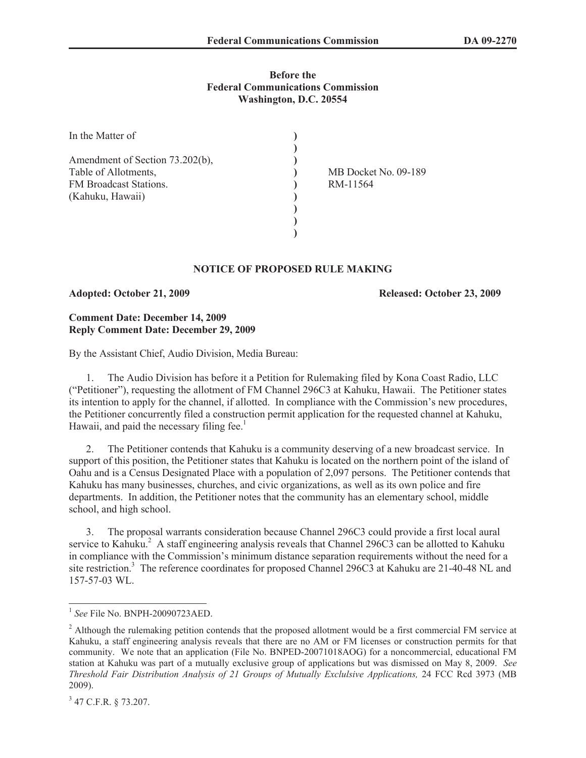**Before the**
**Federal Communications Commission**
**Washington, D.C. 20554**

| | | |
|---|---|---|
| In the Matter of | ) | |
| | ) | |
| Amendment of Section 73.202(b), | ) | |
| Table of Allotments, | ) | MB Docket No. 09-189 |
| FM Broadcast Stations. | ) | RM-11564 |
| (Kahuku, Hawaii) | ) | |
| | ) | |
| | ) | |
| | ) | |

## NOTICE OF PROPOSED RULE MAKING

**Adopted: October 21, 2009** **Released: October 23, 2009**

**Comment Date: December 14, 2009**
**Reply Comment Date: December 29, 2009**

By the Assistant Chief, Audio Division, Media Bureau:

1. The Audio Division has before it a Petition for Rulemaking filed by Kona Coast Radio, LLC ("Petitioner"), requesting the allotment of FM Channel 296C3 at Kahuku, Hawaii. The Petitioner states its intention to apply for the channel, if allotted. In compliance with the Commission's new procedures, the Petitioner concurrently filed a construction permit application for the requested channel at Kahuku, Hawaii, and paid the necessary filing fee.[1]

2. The Petitioner contends that Kahuku is a community deserving of a new broadcast service. In support of this position, the Petitioner states that Kahuku is located on the northern point of the island of Oahu and is a Census Designated Place with a population of 2,097 persons. The Petitioner contends that Kahuku has many businesses, churches, and civic organizations, as well as its own police and fire departments. In addition, the Petitioner notes that the community has an elementary school, middle school, and high school.

3. The proposal warrants consideration because Channel 296C3 could provide a first local aural service to Kahuku.[2] A staff engineering analysis reveals that Channel 296C3 can be allotted to Kahuku in compliance with the Commission's minimum distance separation requirements without the need for a site restriction.[3] The reference coordinates for proposed Channel 296C3 at Kahuku are 21-40-48 NL and 157-57-03 WL.

---

[1] *See* File No. BNPH-20090723AED.

[2] Although the rulemaking petition contends that the proposed allotment would be a first commercial FM service at Kahuku, a staff engineering analysis reveals that there are no AM or FM licenses or construction permits for that community. We note that an application (File No. BNPED-20071018AOG) for a noncommercial, educational FM station at Kahuku was part of a mutually exclusive group of applications but was dismissed on May 8, 2009. *See Threshold Fair Distribution Analysis of 21 Groups of Mutually Exclulsive Applications,* 24 FCC Rcd 3973 (MB 2009).

[3] 47 C.F.R. § 73.207.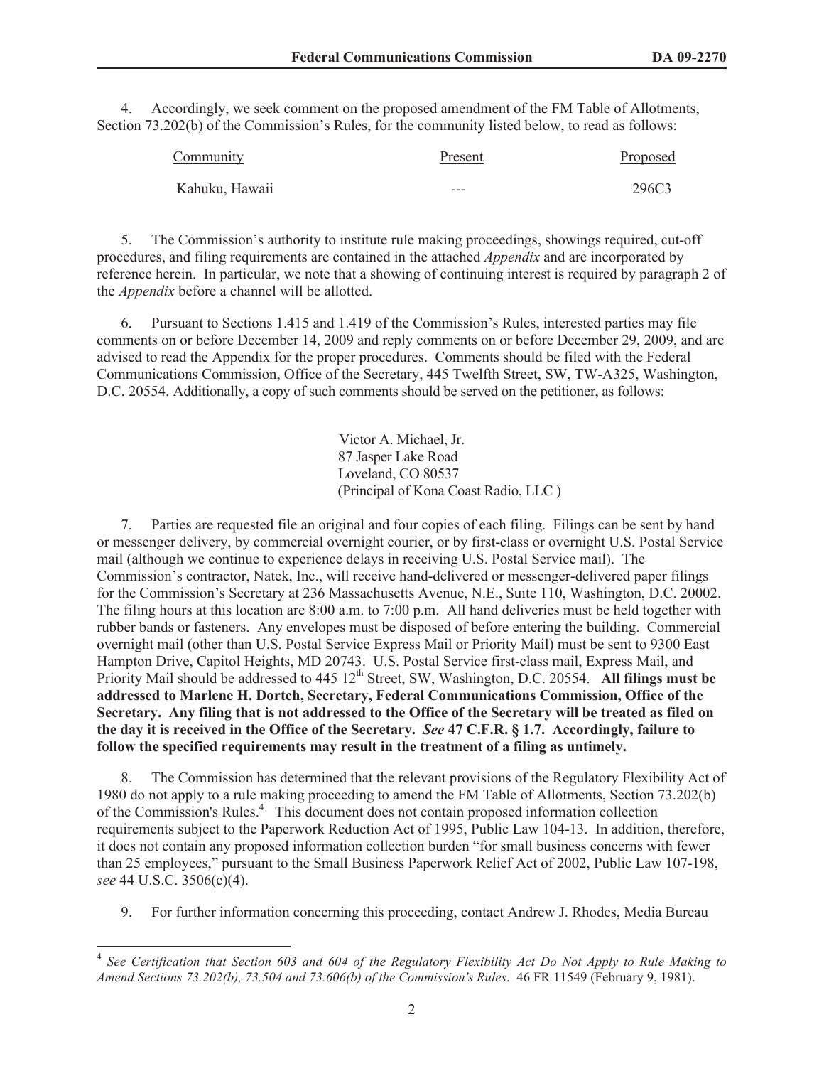4. Accordingly, we seek comment on the proposed amendment of the FM Table of Allotments, Section 73.202(b) of the Commission's Rules, for the community listed below, to read as follows:

| Community | Present | Proposed |
|---|---|---|
| Kahuku, Hawaii | --- | 296C3 |

5. The Commission's authority to institute rule making proceedings, showings required, cut-off procedures, and filing requirements are contained in the attached *Appendix* and are incorporated by reference herein. In particular, we note that a showing of continuing interest is required by paragraph 2 of the *Appendix* before a channel will be allotted.

6. Pursuant to Sections 1.415 and 1.419 of the Commission's Rules, interested parties may file comments on or before December 14, 2009 and reply comments on or before December 29, 2009, and are advised to read the Appendix for the proper procedures. Comments should be filed with the Federal Communications Commission, Office of the Secretary, 445 Twelfth Street, SW, TW-A325, Washington, D.C. 20554. Additionally, a copy of such comments should be served on the petitioner, as follows:

> Victor A. Michael, Jr.
> 87 Jasper Lake Road
> Loveland, CO 80537
> (Principal of Kona Coast Radio, LLC )

7. Parties are requested file an original and four copies of each filing. Filings can be sent by hand or messenger delivery, by commercial overnight courier, or by first-class or overnight U.S. Postal Service mail (although we continue to experience delays in receiving U.S. Postal Service mail). The Commission's contractor, Natek, Inc., will receive hand-delivered or messenger-delivered paper filings for the Commission's Secretary at 236 Massachusetts Avenue, N.E., Suite 110, Washington, D.C. 20002. The filing hours at this location are 8:00 a.m. to 7:00 p.m. All hand deliveries must be held together with rubber bands or fasteners. Any envelopes must be disposed of before entering the building. Commercial overnight mail (other than U.S. Postal Service Express Mail or Priority Mail) must be sent to 9300 East Hampton Drive, Capitol Heights, MD 20743. U.S. Postal Service first-class mail, Express Mail, and Priority Mail should be addressed to 445 12th Street, SW, Washington, D.C. 20554. **All filings must be addressed to Marlene H. Dortch, Secretary, Federal Communications Commission, Office of the Secretary. Any filing that is not addressed to the Office of the Secretary will be treated as filed on the day it is received in the Office of the Secretary. *See* 47 C.F.R. § 1.7. Accordingly, failure to follow the specified requirements may result in the treatment of a filing as untimely.**

8. The Commission has determined that the relevant provisions of the Regulatory Flexibility Act of 1980 do not apply to a rule making proceeding to amend the FM Table of Allotments, Section 73.202(b) of the Commission's Rules.[4] This document does not contain proposed information collection requirements subject to the Paperwork Reduction Act of 1995, Public Law 104-13. In addition, therefore, it does not contain any proposed information collection burden "for small business concerns with fewer than 25 employees," pursuant to the Small Business Paperwork Relief Act of 2002, Public Law 107-198, *see* 44 U.S.C. 3506(c)(4).

9. For further information concerning this proceeding, contact Andrew J. Rhodes, Media Bureau

---

[4] *See Certification that Section 603 and 604 of the Regulatory Flexibility Act Do Not Apply to Rule Making to Amend Sections 73.202(b), 73.504 and 73.606(b) of the Commission's Rules*. 46 FR 11549 (February 9, 1981).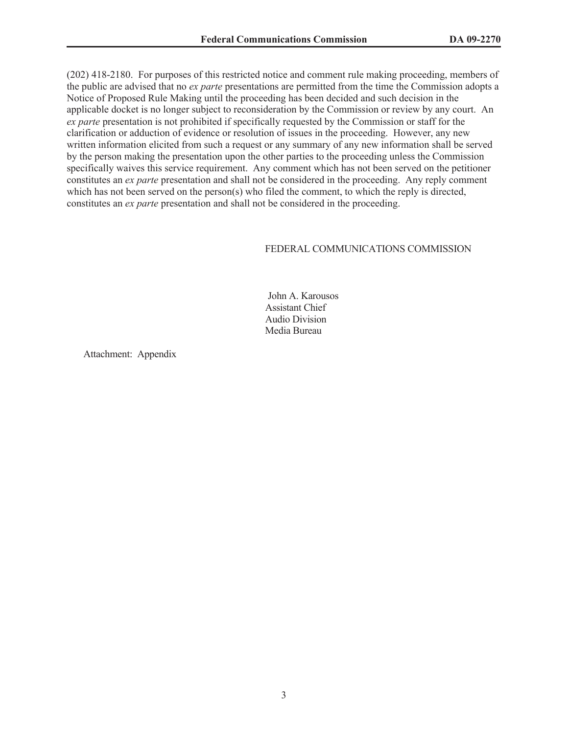(202) 418-2180. For purposes of this restricted notice and comment rule making proceeding, members of the public are advised that no *ex parte* presentations are permitted from the time the Commission adopts a Notice of Proposed Rule Making until the proceeding has been decided and such decision in the applicable docket is no longer subject to reconsideration by the Commission or review by any court. An *ex parte* presentation is not prohibited if specifically requested by the Commission or staff for the clarification or adduction of evidence or resolution of issues in the proceeding. However, any new written information elicited from such a request or any summary of any new information shall be served by the person making the presentation upon the other parties to the proceeding unless the Commission specifically waives this service requirement. Any comment which has not been served on the petitioner constitutes an *ex parte* presentation and shall not be considered in the proceeding. Any reply comment which has not been served on the person(s) who filed the comment, to which the reply is directed, constitutes an *ex parte* presentation and shall not be considered in the proceeding.

FEDERAL COMMUNICATIONS COMMISSION

John A. Karousos
Assistant Chief
Audio Division
Media Bureau

Attachment: Appendix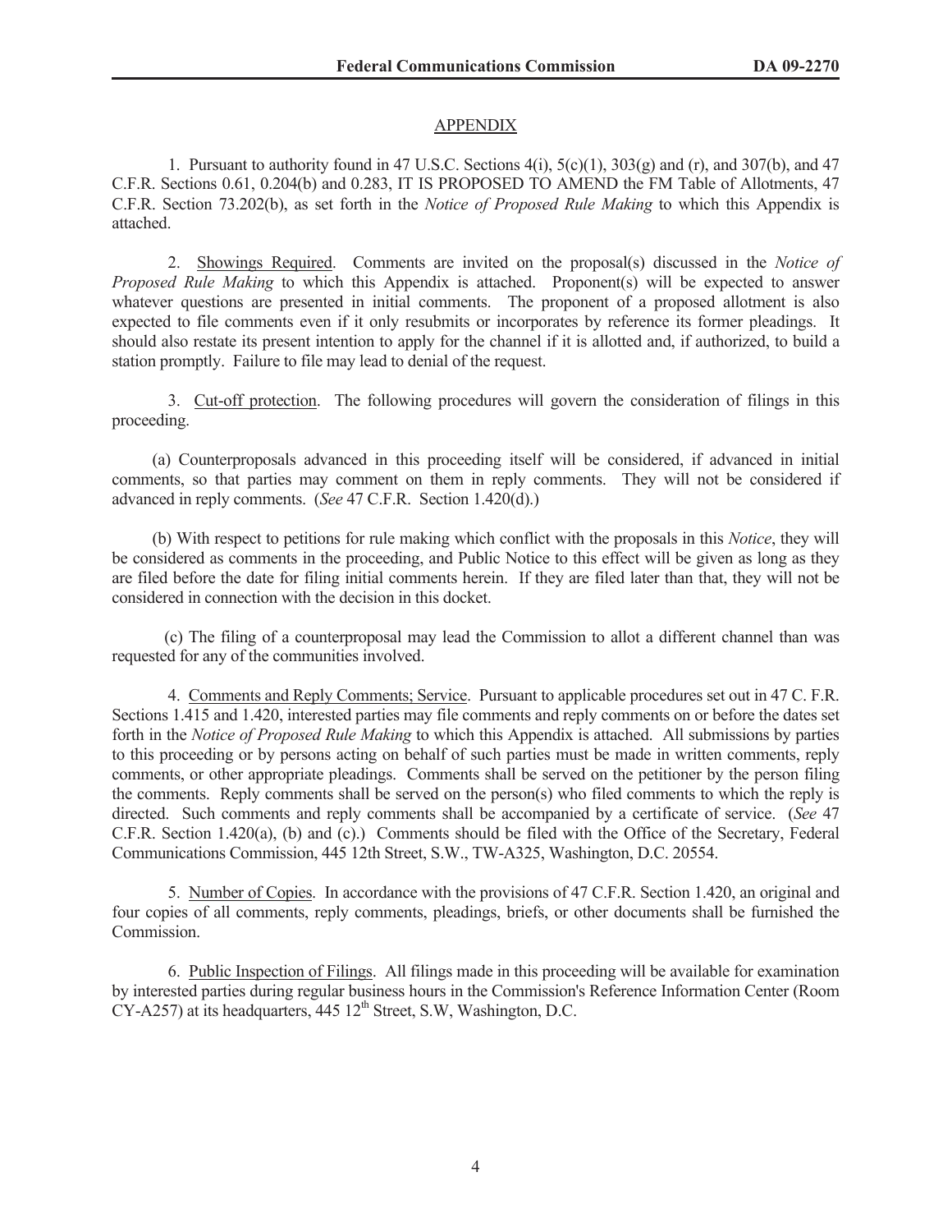## APPENDIX

1. Pursuant to authority found in 47 U.S.C. Sections 4(i), 5(c)(1), 303(g) and (r), and 307(b), and 47 C.F.R. Sections 0.61, 0.204(b) and 0.283, IT IS PROPOSED TO AMEND the FM Table of Allotments, 47 C.F.R. Section 73.202(b), as set forth in the *Notice of Proposed Rule Making* to which this Appendix is attached.

2. Showings Required. Comments are invited on the proposal(s) discussed in the *Notice of Proposed Rule Making* to which this Appendix is attached. Proponent(s) will be expected to answer whatever questions are presented in initial comments. The proponent of a proposed allotment is also expected to file comments even if it only resubmits or incorporates by reference its former pleadings. It should also restate its present intention to apply for the channel if it is allotted and, if authorized, to build a station promptly. Failure to file may lead to denial of the request.

3. Cut-off protection. The following procedures will govern the consideration of filings in this proceeding.

(a) Counterproposals advanced in this proceeding itself will be considered, if advanced in initial comments, so that parties may comment on them in reply comments. They will not be considered if advanced in reply comments. (*See* 47 C.F.R. Section 1.420(d).)

(b) With respect to petitions for rule making which conflict with the proposals in this *Notice*, they will be considered as comments in the proceeding, and Public Notice to this effect will be given as long as they are filed before the date for filing initial comments herein. If they are filed later than that, they will not be considered in connection with the decision in this docket.

(c) The filing of a counterproposal may lead the Commission to allot a different channel than was requested for any of the communities involved.

4. Comments and Reply Comments; Service. Pursuant to applicable procedures set out in 47 C. F.R. Sections 1.415 and 1.420, interested parties may file comments and reply comments on or before the dates set forth in the *Notice of Proposed Rule Making* to which this Appendix is attached. All submissions by parties to this proceeding or by persons acting on behalf of such parties must be made in written comments, reply comments, or other appropriate pleadings. Comments shall be served on the petitioner by the person filing the comments. Reply comments shall be served on the person(s) who filed comments to which the reply is directed. Such comments and reply comments shall be accompanied by a certificate of service. (*See* 47 C.F.R. Section 1.420(a), (b) and (c).) Comments should be filed with the Office of the Secretary, Federal Communications Commission, 445 12th Street, S.W., TW-A325, Washington, D.C. 20554.

5. Number of Copies. In accordance with the provisions of 47 C.F.R. Section 1.420, an original and four copies of all comments, reply comments, pleadings, briefs, or other documents shall be furnished the Commission.

6. Public Inspection of Filings. All filings made in this proceeding will be available for examination by interested parties during regular business hours in the Commission's Reference Information Center (Room CY-A257) at its headquarters, 445 12th Street, S.W, Washington, D.C.